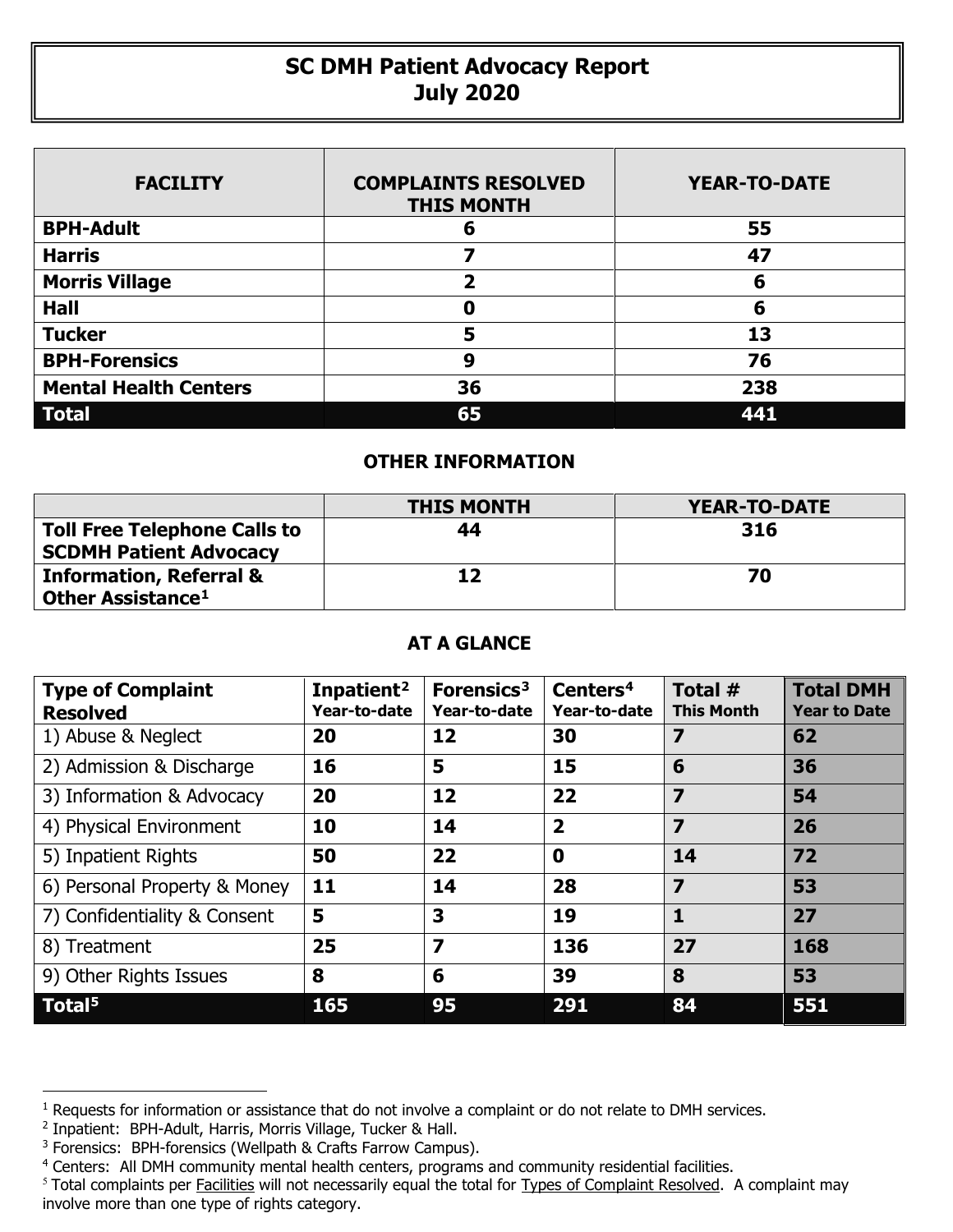# SC DMH Patient Advocacy Report
## July 2020

| FACILITY | COMPLAINTS RESOLVED THIS MONTH | YEAR-TO-DATE |
|---|---|---|
| **BPH-Adult** | **6** | **55** |
| **Harris** | **7** | **47** |
| **Morris Village** | **2** | **6** |
| **Hall** | **0** | **6** |
| **Tucker** | **5** | **13** |
| **BPH-Forensics** | **9** | **76** |
| **Mental Health Centers** | **36** | **238** |
| **Total** | **65** | **441** |

### OTHER INFORMATION

| | THIS MONTH | YEAR-TO-DATE |
|---|---|---|
| **Toll Free Telephone Calls to SCDMH Patient Advocacy** | **44** | **316** |
| **Information, Referral & Other Assistance[1]** | **12** | **70** |

### AT A GLANCE

| Type of Complaint Resolved | Inpatient[2] Year-to-date | Forensics[3] Year-to-date | Centers[4] Year-to-date | Total # This Month | Total DMH Year to Date |
|---|---|---|---|---|---|
| 1) Abuse & Neglect | **20** | **12** | **30** | **7** | **62** |
| 2) Admission & Discharge | **16** | **5** | **15** | **6** | **36** |
| 3) Information & Advocacy | **20** | **12** | **22** | **7** | **54** |
| 4) Physical Environment | **10** | **14** | **2** | **7** | **26** |
| 5) Inpatient Rights | **50** | **22** | **0** | **14** | **72** |
| 6) Personal Property & Money | **11** | **14** | **28** | **7** | **53** |
| 7) Confidentiality & Consent | **5** | **3** | **19** | **1** | **27** |
| 8) Treatment | **25** | **7** | **136** | **27** | **168** |
| 9) Other Rights Issues | **8** | **6** | **39** | **8** | **53** |
| **Total[5]** | **165** | **95** | **291** | **84** | **551** |

[1] Requests for information or assistance that do not involve a complaint or do not relate to DMH services.

[2] Inpatient: BPH-Adult, Harris, Morris Village, Tucker & Hall.

[3] Forensics: BPH-forensics (Wellpath & Crafts Farrow Campus).

[4] Centers: All DMH community mental health centers, programs and community residential facilities.

[5] Total complaints per Facilities will not necessarily equal the total for Types of Complaint Resolved. A complaint may involve more than one type of rights category.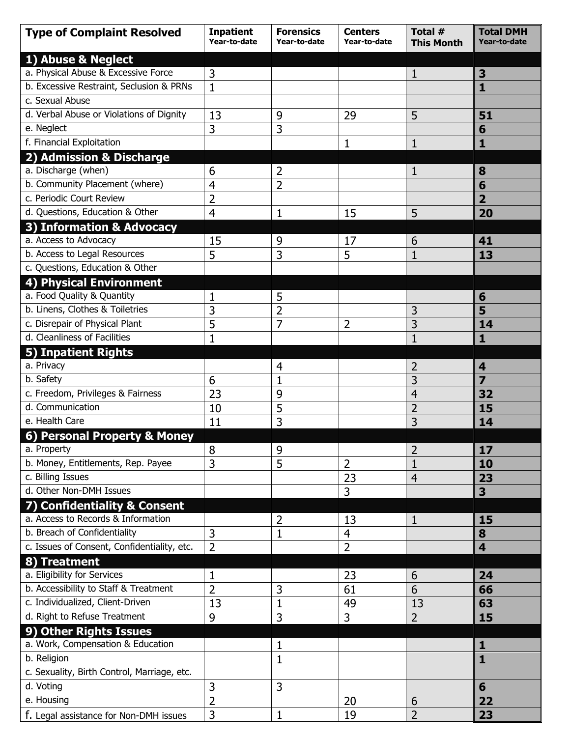| Type of Complaint Resolved | Inpatient Year-to-date | Forensics Year-to-date | Centers Year-to-date | Total # This Month | Total DMH Year-to-date |
|---|---|---|---|---|---|
| **1) Abuse & Neglect** | | | | | |
| a. Physical Abuse & Excessive Force | 3 | | | 1 | **3** |
| b. Excessive Restraint, Seclusion & PRNs | 1 | | | | **1** |
| c. Sexual Abuse | | | | | |
| d. Verbal Abuse or Violations of Dignity | 13 | 9 | 29 | 5 | **51** |
| e. Neglect | 3 | 3 | | | **6** |
| f. Financial Exploitation | | | 1 | 1 | **1** |
| **2) Admission & Discharge** | | | | | |
| a. Discharge (when) | 6 | 2 | | 1 | **8** |
| b. Community Placement (where) | 4 | 2 | | | **6** |
| c. Periodic Court Review | 2 | | | | **2** |
| d. Questions, Education & Other | 4 | 1 | 15 | 5 | **20** |
| **3) Information & Advocacy** | | | | | |
| a. Access to Advocacy | 15 | 9 | 17 | 6 | **41** |
| b. Access to Legal Resources | 5 | 3 | 5 | 1 | **13** |
| c. Questions, Education & Other | | | | | |
| **4) Physical Environment** | | | | | |
| a. Food Quality & Quantity | 1 | 5 | | | **6** |
| b. Linens, Clothes & Toiletries | 3 | 2 | | 3 | **5** |
| c. Disrepair of Physical Plant | 5 | 7 | 2 | 3 | **14** |
| d. Cleanliness of Facilities | 1 | | | 1 | **1** |
| **5) Inpatient Rights** | | | | | |
| a. Privacy | | 4 | | 2 | **4** |
| b. Safety | 6 | 1 | | 3 | **7** |
| c. Freedom, Privileges & Fairness | 23 | 9 | | 4 | **32** |
| d. Communication | 10 | 5 | | 2 | **15** |
| e. Health Care | 11 | 3 | | 3 | **14** |
| **6) Personal Property & Money** | | | | | |
| a. Property | 8 | 9 | | 2 | **17** |
| b. Money, Entitlements, Rep. Payee | 3 | 5 | 2 | 1 | **10** |
| c. Billing Issues | | | 23 | 4 | **23** |
| d. Other Non-DMH Issues | | | 3 | | **3** |
| **7) Confidentiality & Consent** | | | | | |
| a. Access to Records & Information | | 2 | 13 | 1 | **15** |
| b. Breach of Confidentiality | 3 | 1 | 4 | | **8** |
| c. Issues of Consent, Confidentiality, etc. | 2 | | 2 | | **4** |
| **8) Treatment** | | | | | |
| a. Eligibility for Services | 1 | | 23 | 6 | **24** |
| b. Accessibility to Staff & Treatment | 2 | 3 | 61 | 6 | **66** |
| c. Individualized, Client-Driven | 13 | 1 | 49 | 13 | **63** |
| d. Right to Refuse Treatment | 9 | 3 | 3 | 2 | **15** |
| **9) Other Rights Issues** | | | | | |
| a. Work, Compensation & Education | | 1 | | | **1** |
| b. Religion | | 1 | | | **1** |
| c. Sexuality, Birth Control, Marriage, etc. | | | | | |
| d. Voting | 3 | 3 | | | **6** |
| e. Housing | 2 | | 20 | 6 | **22** |
| f. Legal assistance for Non-DMH issues | 3 | 1 | 19 | 2 | **23** |